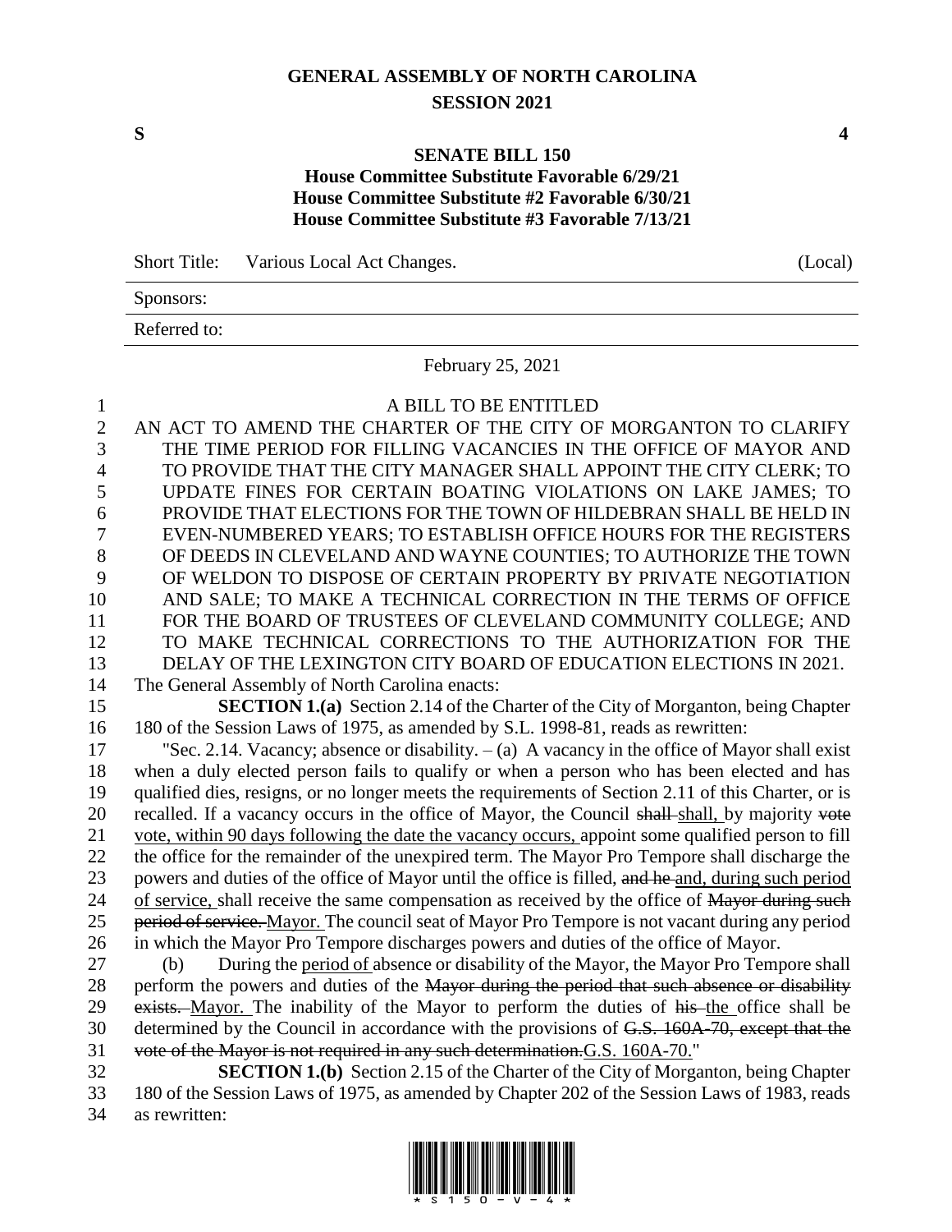# GENERAL ASSEMBLY OF NORTH CAROLINA
## SESSION 2021

**S** **4**

## SENATE BILL 150
### House Committee Substitute Favorable 6/29/21
### House Committee Substitute #2 Favorable 6/30/21
### House Committee Substitute #3 Favorable 7/13/21

Short Title: Various Local Act Changes. (Local)

Sponsors:

Referred to:

February 25, 2021

A BILL TO BE ENTITLED

AN ACT TO AMEND THE CHARTER OF THE CITY OF MORGANTON TO CLARIFY THE TIME PERIOD FOR FILLING VACANCIES IN THE OFFICE OF MAYOR AND TO PROVIDE THAT THE CITY MANAGER SHALL APPOINT THE CITY CLERK; TO UPDATE FINES FOR CERTAIN BOATING VIOLATIONS ON LAKE JAMES; TO PROVIDE THAT ELECTIONS FOR THE TOWN OF HILDEBRAN SHALL BE HELD IN EVEN-NUMBERED YEARS; TO ESTABLISH OFFICE HOURS FOR THE REGISTERS OF DEEDS IN CLEVELAND AND WAYNE COUNTIES; TO AUTHORIZE THE TOWN OF WELDON TO DISPOSE OF CERTAIN PROPERTY BY PRIVATE NEGOTIATION AND SALE; TO MAKE A TECHNICAL CORRECTION IN THE TERMS OF OFFICE FOR THE BOARD OF TRUSTEES OF CLEVELAND COMMUNITY COLLEGE; AND TO MAKE TECHNICAL CORRECTIONS TO THE AUTHORIZATION FOR THE DELAY OF THE LEXINGTON CITY BOARD OF EDUCATION ELECTIONS IN 2021.

The General Assembly of North Carolina enacts:

**SECTION 1.(a)** Section 2.14 of the Charter of the City of Morganton, being Chapter 180 of the Session Laws of 1975, as amended by S.L. 1998-81, reads as rewritten:

"Sec. 2.14. Vacancy; absence or disability. – (a) A vacancy in the office of Mayor shall exist when a duly elected person fails to qualify or when a person who has been elected and has qualified dies, resigns, or no longer meets the requirements of Section 2.11 of this Charter, or is recalled. If a vacancy occurs in the office of Mayor, the Council ~~shall~~ <u>shall,</u> by majority ~~vote~~ <u>vote, within 90 days following the date the vacancy occurs,</u> appoint some qualified person to fill the office for the remainder of the unexpired term. The Mayor Pro Tempore shall discharge the powers and duties of the office of Mayor until the office is filled, ~~and he~~ <u>and, during such period of service,</u> shall receive the same compensation as received by the office of ~~Mayor during such period of service.~~ <u>Mayor.</u> The council seat of Mayor Pro Tempore is not vacant during any period in which the Mayor Pro Tempore discharges powers and duties of the office of Mayor.

(b) During the <u>period of</u> absence or disability of the Mayor, the Mayor Pro Tempore shall perform the powers and duties of the ~~Mayor during the period that such absence or disability exists.~~ <u>Mayor.</u> The inability of the Mayor to perform the duties of ~~his~~ <u>the</u> office shall be determined by the Council in accordance with the provisions of ~~G.S. 160A-70, except that the vote of the Mayor is not required in any such determination.~~<u>G.S. 160A-70.</u>"

**SECTION 1.(b)** Section 2.15 of the Charter of the City of Morganton, being Chapter 180 of the Session Laws of 1975, as amended by Chapter 202 of the Session Laws of 1983, reads as rewritten: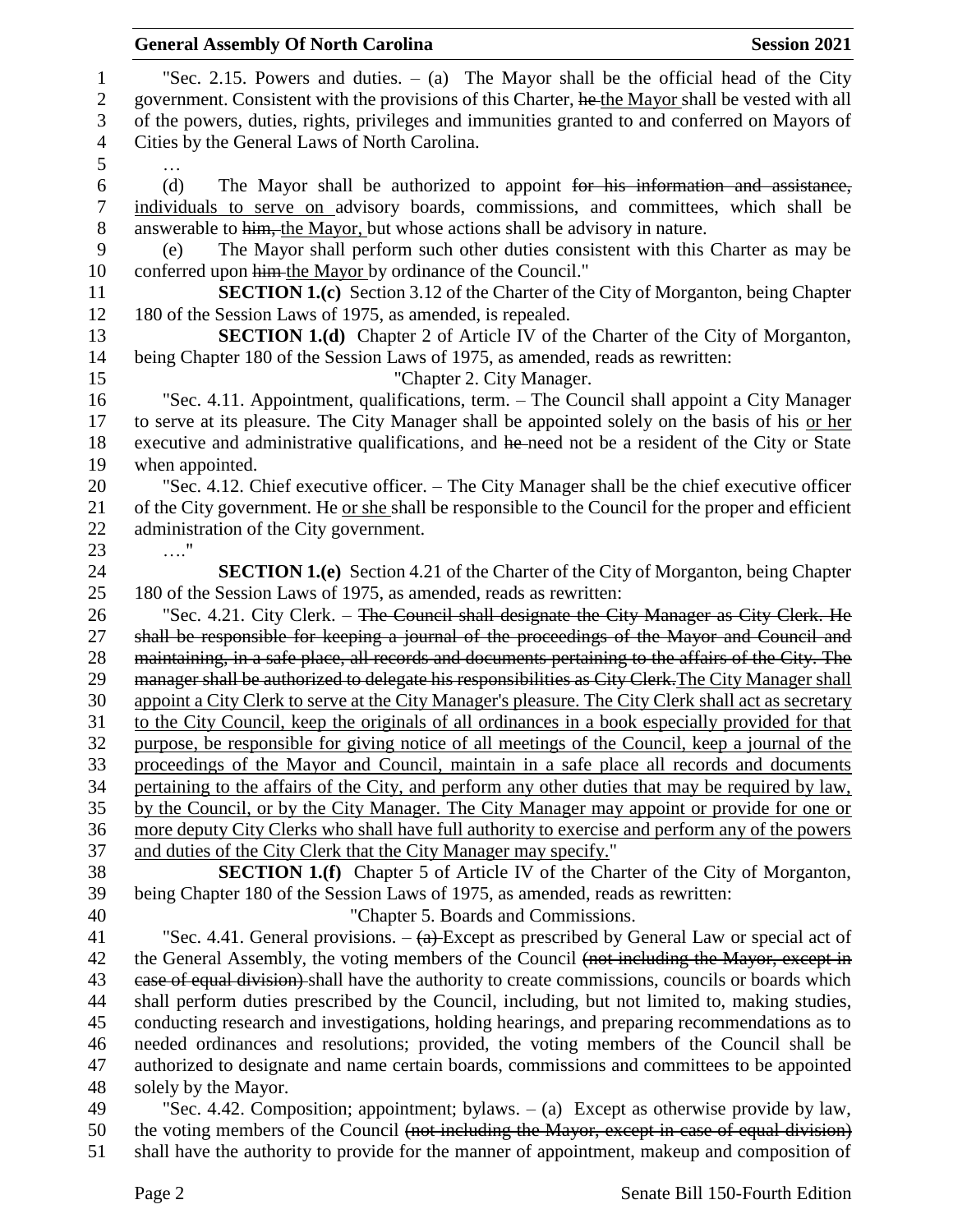"Sec. 2.15. Powers and duties. – (a) The Mayor shall be the official head of the City government. Consistent with the provisions of this Charter, ~~he~~ <u>the Mayor</u> shall be vested with all of the powers, duties, rights, privileges and immunities granted to and conferred on Mayors of Cities by the General Laws of North Carolina.

…

(d) The Mayor shall be authorized to appoint ~~for his information and assistance,~~ <u>individuals to serve on</u> advisory boards, commissions, and committees, which shall be answerable to ~~him,~~ <u>the Mayor,</u> but whose actions shall be advisory in nature.

(e) The Mayor shall perform such other duties consistent with this Charter as may be conferred upon ~~him~~ <u>the Mayor</u> by ordinance of the Council."

**SECTION 1.(c)** Section 3.12 of the Charter of the City of Morganton, being Chapter 180 of the Session Laws of 1975, as amended, is repealed.

**SECTION 1.(d)** Chapter 2 of Article IV of the Charter of the City of Morganton, being Chapter 180 of the Session Laws of 1975, as amended, reads as rewritten:

"Chapter 2. City Manager.

"Sec. 4.11. Appointment, qualifications, term. – The Council shall appoint a City Manager to serve at its pleasure. The City Manager shall be appointed solely on the basis of his <u>or her</u> executive and administrative qualifications, and ~~he~~ need not be a resident of the City or State when appointed.

"Sec. 4.12. Chief executive officer. – The City Manager shall be the chief executive officer of the City government. He <u>or she</u> shall be responsible to the Council for the proper and efficient administration of the City government.

…."

**SECTION 1.(e)** Section 4.21 of the Charter of the City of Morganton, being Chapter 180 of the Session Laws of 1975, as amended, reads as rewritten:

"Sec. 4.21. City Clerk. – ~~The Council shall designate the City Manager as City Clerk. He shall be responsible for keeping a journal of the proceedings of the Mayor and Council and maintaining, in a safe place, all records and documents pertaining to the affairs of the City. The manager shall be authorized to delegate his responsibilities as City Clerk.~~<u>The City Manager shall appoint a City Clerk to serve at the City Manager's pleasure. The City Clerk shall act as secretary to the City Council, keep the originals of all ordinances in a book especially provided for that purpose, be responsible for giving notice of all meetings of the Council, keep a journal of the proceedings of the Mayor and Council, maintain in a safe place all records and documents pertaining to the affairs of the City, and perform any other duties that may be required by law, by the Council, or by the City Manager. The City Manager may appoint or provide for one or more deputy City Clerks who shall have full authority to exercise and perform any of the powers and duties of the City Clerk that the City Manager may specify.</u>"

**SECTION 1.(f)** Chapter 5 of Article IV of the Charter of the City of Morganton, being Chapter 180 of the Session Laws of 1975, as amended, reads as rewritten:

"Chapter 5. Boards and Commissions.

"Sec. 4.41. General provisions. – ~~(a)~~ Except as prescribed by General Law or special act of the General Assembly, the voting members of the Council ~~(not including the Mayor, except in case of equal division)~~ shall have the authority to create commissions, councils or boards which shall perform duties prescribed by the Council, including, but not limited to, making studies, conducting research and investigations, holding hearings, and preparing recommendations as to needed ordinances and resolutions; provided, the voting members of the Council shall be authorized to designate and name certain boards, commissions and committees to be appointed solely by the Mayor.

"Sec. 4.42. Composition; appointment; bylaws. – (a) Except as otherwise provide by law, the voting members of the Council ~~(not including the Mayor, except in case of equal division)~~ shall have the authority to provide for the manner of appointment, makeup and composition of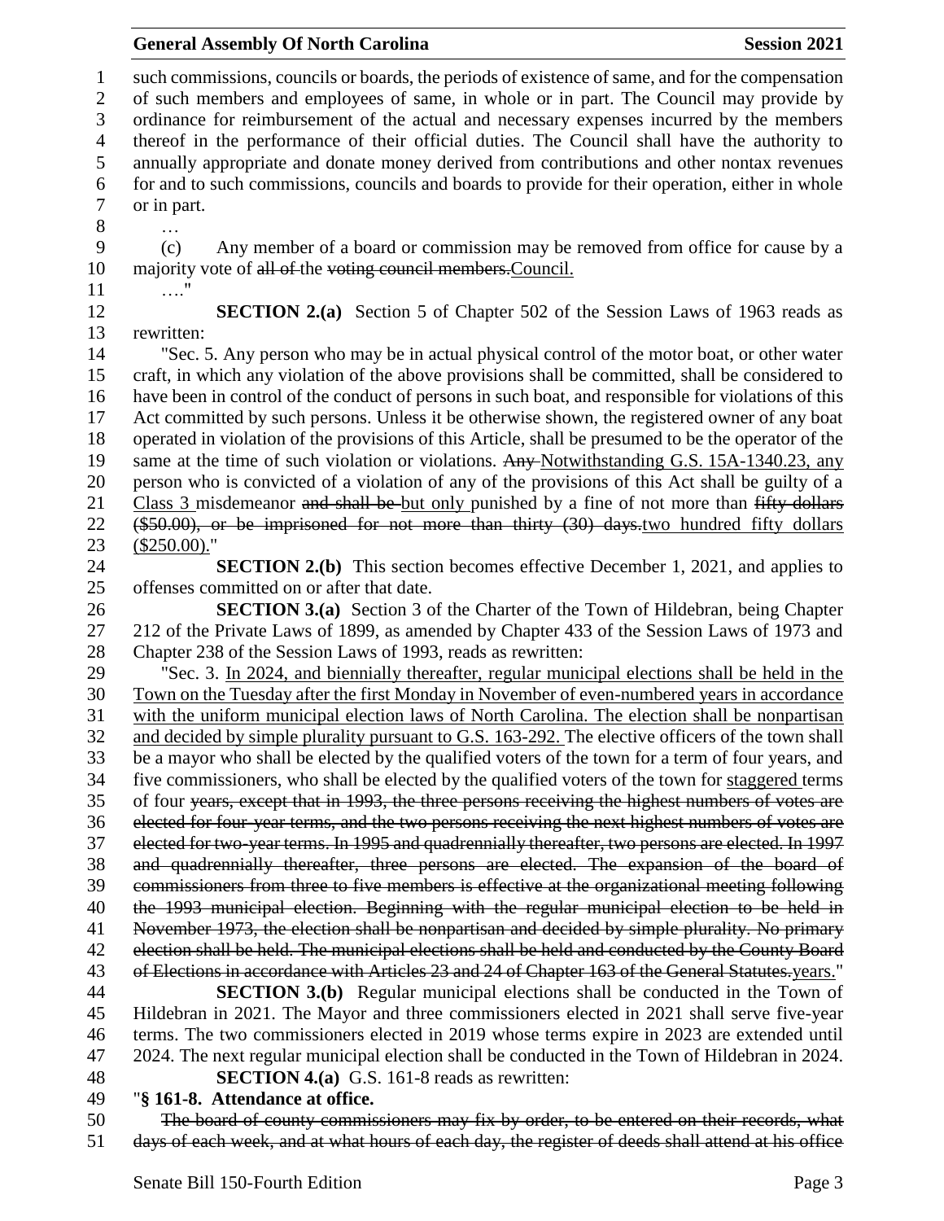such commissions, councils or boards, the periods of existence of same, and for the compensation of such members and employees of same, in whole or in part. The Council may provide by ordinance for reimbursement of the actual and necessary expenses incurred by the members thereof in the performance of their official duties. The Council shall have the authority to annually appropriate and donate money derived from contributions and other nontax revenues for and to such commissions, councils and boards to provide for their operation, either in whole or in part.

…

(c) Any member of a board or commission may be removed from office for cause by a majority vote of ~~all of~~ the ~~voting council members.~~Council.

…."

**SECTION 2.(a)** Section 5 of Chapter 502 of the Session Laws of 1963 reads as rewritten:

"Sec. 5. Any person who may be in actual physical control of the motor boat, or other water craft, in which any violation of the above provisions shall be committed, shall be considered to have been in control of the conduct of persons in such boat, and responsible for violations of this Act committed by such persons. Unless it be otherwise shown, the registered owner of any boat operated in violation of the provisions of this Article, shall be presumed to be the operator of the same at the time of such violation or violations. ~~Any~~ Notwithstanding G.S. 15A-1340.23, any person who is convicted of a violation of any of the provisions of this Act shall be guilty of a Class 3 misdemeanor ~~and shall be~~ but only punished by a fine of not more than ~~fifty dollars ($50.00), or be imprisoned for not more than thirty (30) days.~~two hundred fifty dollars ($250.00)."

**SECTION 2.(b)** This section becomes effective December 1, 2021, and applies to offenses committed on or after that date.

**SECTION 3.(a)** Section 3 of the Charter of the Town of Hildebran, being Chapter 212 of the Private Laws of 1899, as amended by Chapter 433 of the Session Laws of 1973 and Chapter 238 of the Session Laws of 1993, reads as rewritten:

"Sec. 3. In 2024, and biennially thereafter, regular municipal elections shall be held in the Town on the Tuesday after the first Monday in November of even-numbered years in accordance with the uniform municipal election laws of North Carolina. The election shall be nonpartisan and decided by simple plurality pursuant to G.S. 163-292. The elective officers of the town shall be a mayor who shall be elected by the qualified voters of the town for a term of four years, and five commissioners, who shall be elected by the qualified voters of the town for staggered terms of four ~~years, except that in 1993, the three persons receiving the highest numbers of votes are elected for four-year terms, and the two persons receiving the next highest numbers of votes are elected for two-year terms. In 1995 and quadrennially thereafter, two persons are elected. In 1997 and quadrennially thereafter, three persons are elected. The expansion of the board of commissioners from three to five members is effective at the organizational meeting following the 1993 municipal election. Beginning with the regular municipal election to be held in November 1973, the election shall be nonpartisan and decided by simple plurality. No primary election shall be held. The municipal elections shall be held and conducted by the County Board of Elections in accordance with Articles 23 and 24 of Chapter 163 of the General Statutes.~~years."

**SECTION 3.(b)** Regular municipal elections shall be conducted in the Town of Hildebran in 2021. The Mayor and three commissioners elected in 2021 shall serve five-year terms. The two commissioners elected in 2019 whose terms expire in 2023 are extended until 2024. The next regular municipal election shall be conducted in the Town of Hildebran in 2024.

**SECTION 4.(a)** G.S. 161-8 reads as rewritten:

"**§ 161-8. Attendance at office.**

~~The board of county commissioners may fix by order, to be entered on their records, what days of each week, and at what hours of each day, the register of deeds shall attend at his office~~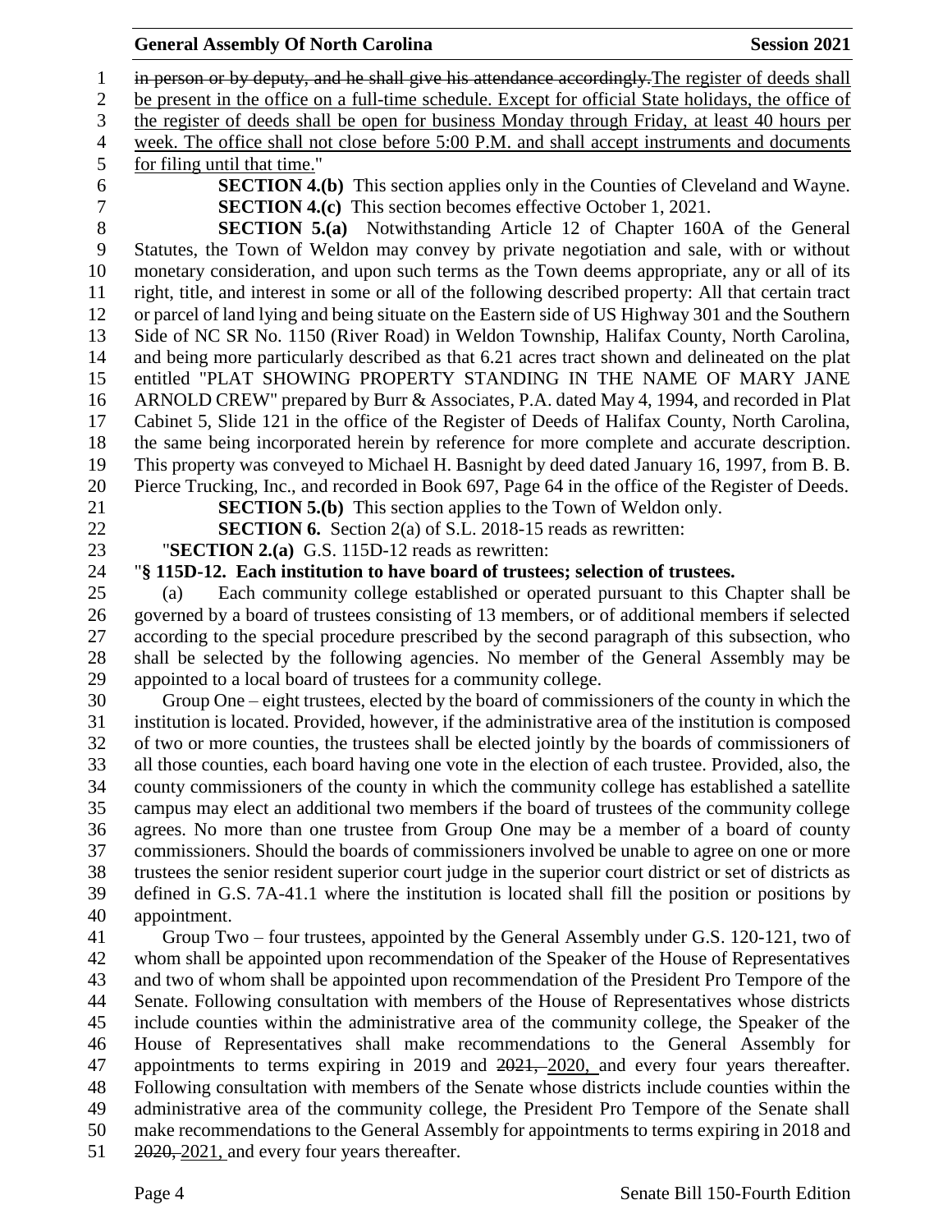~~in person or by deputy, and he shall give his attendance accordingly.~~<u>The register of deeds shall be present in the office on a full-time schedule. Except for official State holidays, the office of the register of deeds shall be open for business Monday through Friday, at least 40 hours per week. The office shall not close before 5:00 P.M. and shall accept instruments and documents for filing until that time.</u>"

**SECTION 4.(b)** This section applies only in the Counties of Cleveland and Wayne.

**SECTION 4.(c)** This section becomes effective October 1, 2021.

**SECTION 5.(a)** Notwithstanding Article 12 of Chapter 160A of the General Statutes, the Town of Weldon may convey by private negotiation and sale, with or without monetary consideration, and upon such terms as the Town deems appropriate, any or all of its right, title, and interest in some or all of the following described property: All that certain tract or parcel of land lying and being situate on the Eastern side of US Highway 301 and the Southern Side of NC SR No. 1150 (River Road) in Weldon Township, Halifax County, North Carolina, and being more particularly described as that 6.21 acres tract shown and delineated on the plat entitled "PLAT SHOWING PROPERTY STANDING IN THE NAME OF MARY JANE ARNOLD CREW" prepared by Burr & Associates, P.A. dated May 4, 1994, and recorded in Plat Cabinet 5, Slide 121 in the office of the Register of Deeds of Halifax County, North Carolina, the same being incorporated herein by reference for more complete and accurate description. This property was conveyed to Michael H. Basnight by deed dated January 16, 1997, from B. B. Pierce Trucking, Inc., and recorded in Book 697, Page 64 in the office of the Register of Deeds.

**SECTION 5.(b)** This section applies to the Town of Weldon only.

**SECTION 6.** Section 2(a) of S.L. 2018-15 reads as rewritten:

"**SECTION 2.(a)** G.S. 115D-12 reads as rewritten:

"**§ 115D-12. Each institution to have board of trustees; selection of trustees.**

(a) Each community college established or operated pursuant to this Chapter shall be governed by a board of trustees consisting of 13 members, or of additional members if selected according to the special procedure prescribed by the second paragraph of this subsection, who shall be selected by the following agencies. No member of the General Assembly may be appointed to a local board of trustees for a community college.

Group One – eight trustees, elected by the board of commissioners of the county in which the institution is located. Provided, however, if the administrative area of the institution is composed of two or more counties, the trustees shall be elected jointly by the boards of commissioners of all those counties, each board having one vote in the election of each trustee. Provided, also, the county commissioners of the county in which the community college has established a satellite campus may elect an additional two members if the board of trustees of the community college agrees. No more than one trustee from Group One may be a member of a board of county commissioners. Should the boards of commissioners involved be unable to agree on one or more trustees the senior resident superior court judge in the superior court district or set of districts as defined in G.S. 7A-41.1 where the institution is located shall fill the position or positions by appointment.

Group Two – four trustees, appointed by the General Assembly under G.S. 120-121, two of whom shall be appointed upon recommendation of the Speaker of the House of Representatives and two of whom shall be appointed upon recommendation of the President Pro Tempore of the Senate. Following consultation with members of the House of Representatives whose districts include counties within the administrative area of the community college, the Speaker of the House of Representatives shall make recommendations to the General Assembly for appointments to terms expiring in 2019 and ~~2021,~~ <u>2020,</u> and every four years thereafter. Following consultation with members of the Senate whose districts include counties within the administrative area of the community college, the President Pro Tempore of the Senate shall make recommendations to the General Assembly for appointments to terms expiring in 2018 and ~~2020,~~ <u>2021,</u> and every four years thereafter.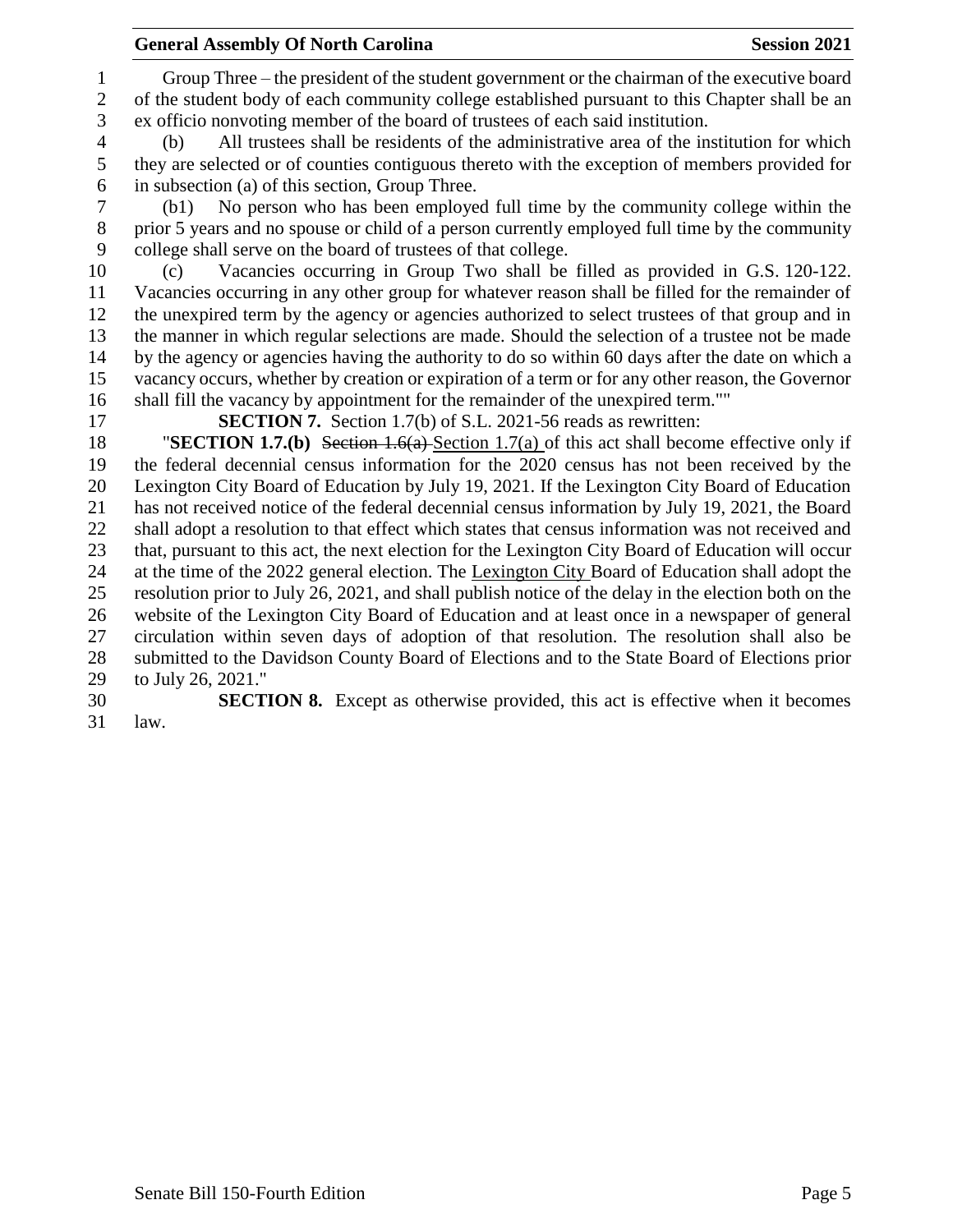Group Three – the president of the student government or the chairman of the executive board of the student body of each community college established pursuant to this Chapter shall be an ex officio nonvoting member of the board of trustees of each said institution.

(b) All trustees shall be residents of the administrative area of the institution for which they are selected or of counties contiguous thereto with the exception of members provided for in subsection (a) of this section, Group Three.

(b1) No person who has been employed full time by the community college within the prior 5 years and no spouse or child of a person currently employed full time by the community college shall serve on the board of trustees of that college.

(c) Vacancies occurring in Group Two shall be filled as provided in G.S. 120-122. Vacancies occurring in any other group for whatever reason shall be filled for the remainder of the unexpired term by the agency or agencies authorized to select trustees of that group and in the manner in which regular selections are made. Should the selection of a trustee not be made by the agency or agencies having the authority to do so within 60 days after the date on which a vacancy occurs, whether by creation or expiration of a term or for any other reason, the Governor shall fill the vacancy by appointment for the remainder of the unexpired term.""

**SECTION 7.** Section 1.7(b) of S.L. 2021-56 reads as rewritten:

"**SECTION 1.7.(b)** ~~Section 1.6(a)~~ Section 1.7(a) of this act shall become effective only if the federal decennial census information for the 2020 census has not been received by the Lexington City Board of Education by July 19, 2021. If the Lexington City Board of Education has not received notice of the federal decennial census information by July 19, 2021, the Board shall adopt a resolution to that effect which states that census information was not received and that, pursuant to this act, the next election for the Lexington City Board of Education will occur at the time of the 2022 general election. The Lexington City Board of Education shall adopt the resolution prior to July 26, 2021, and shall publish notice of the delay in the election both on the website of the Lexington City Board of Education and at least once in a newspaper of general circulation within seven days of adoption of that resolution. The resolution shall also be submitted to the Davidson County Board of Elections and to the State Board of Elections prior to July 26, 2021."

**SECTION 8.** Except as otherwise provided, this act is effective when it becomes law.